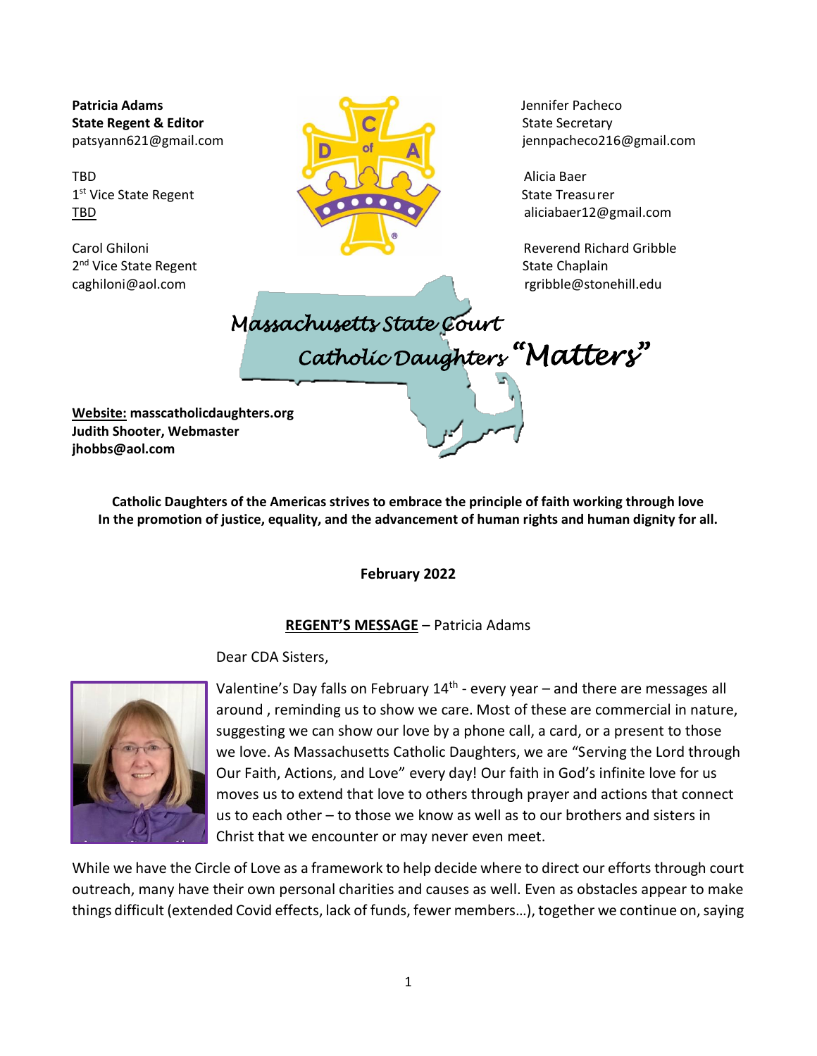**Patricia Adams**
**State Regent & Editor**
patsyann621@gmail.com

TBD
1st Vice State Regent
TBD

Carol Ghiloni
2nd Vice State Regent
caghiloni@aol.com

Jennifer Pacheco
State Secretary
jennpacheco216@gmail.com

Alicia Baer
State Treasurer
aliciabaer12@gmail.com

Reverend Richard Gribble
State Chaplain
rgribble@stonehill.edu

# *Massachusetts State Court Catholic Daughters "Matters"*

**Website:** **masscatholicdaughters.org**
**Judith Shooter, Webmaster**
**jhobbs@aol.com**

**Catholic Daughters of the Americas strives to embrace the principle of faith working through love In the promotion of justice, equality, and the advancement of human rights and human dignity for all.**

**February 2022**

## REGENT'S MESSAGE – Patricia Adams

Dear CDA Sisters,

Valentine's Day falls on February 14th - every year – and there are messages all around , reminding us to show we care. Most of these are commercial in nature, suggesting we can show our love by a phone call, a card, or a present to those we love. As Massachusetts Catholic Daughters, we are "Serving the Lord through Our Faith, Actions, and Love" every day! Our faith in God's infinite love for us moves us to extend that love to others through prayer and actions that connect us to each other – to those we know as well as to our brothers and sisters in Christ that we encounter or may never even meet.

While we have the Circle of Love as a framework to help decide where to direct our efforts through court outreach, many have their own personal charities and causes as well. Even as obstacles appear to make things difficult (extended Covid effects, lack of funds, fewer members…), together we continue on, saying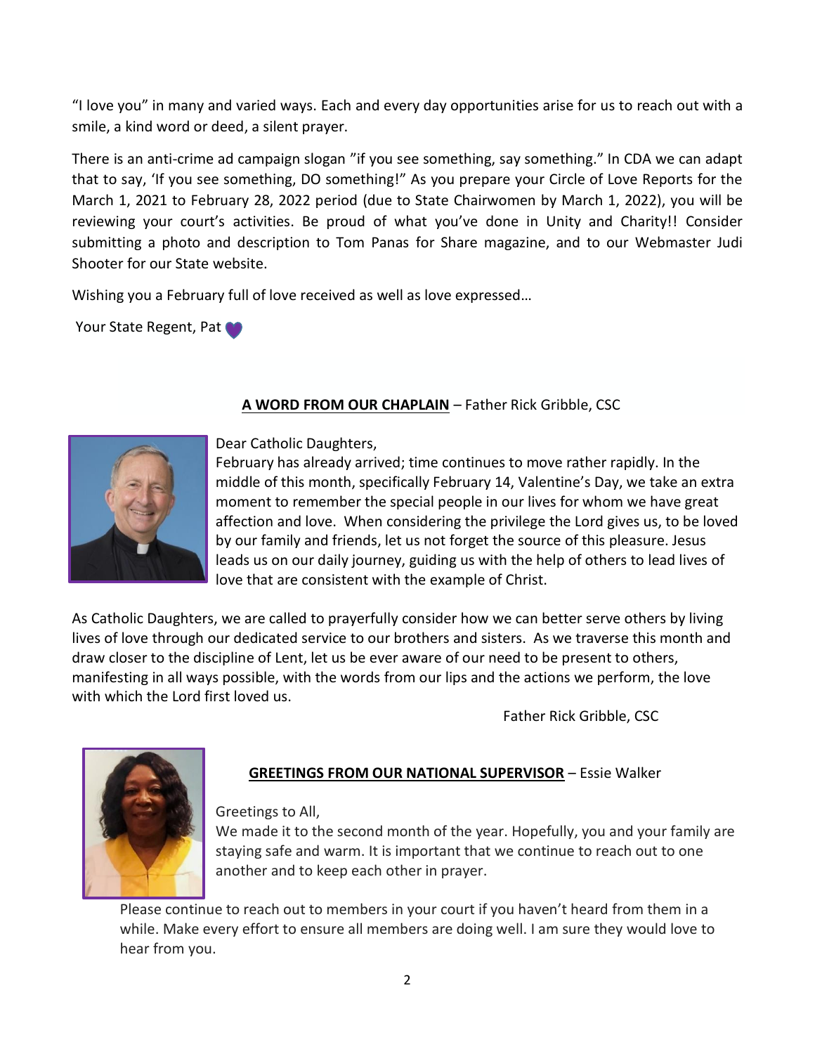"I love you" in many and varied ways. Each and every day opportunities arise for us to reach out with a smile, a kind word or deed, a silent prayer.

There is an anti-crime ad campaign slogan "if you see something, say something." In CDA we can adapt that to say, 'If you see something, DO something!" As you prepare your Circle of Love Reports for the March 1, 2021 to February 28, 2022 period (due to State Chairwomen by March 1, 2022), you will be reviewing your court's activities. Be proud of what you've done in Unity and Charity!! Consider submitting a photo and description to Tom Panas for Share magazine, and to our Webmaster Judi Shooter for our State website.

Wishing you a February full of love received as well as love expressed…

Your State Regent, Pat 💜

## **A WORD FROM OUR CHAPLAIN** – Father Rick Gribble, CSC

Dear Catholic Daughters,

February has already arrived; time continues to move rather rapidly. In the middle of this month, specifically February 14, Valentine's Day, we take an extra moment to remember the special people in our lives for whom we have great affection and love. When considering the privilege the Lord gives us, to be loved by our family and friends, let us not forget the source of this pleasure. Jesus leads us on our daily journey, guiding us with the help of others to lead lives of love that are consistent with the example of Christ.

As Catholic Daughters, we are called to prayerfully consider how we can better serve others by living lives of love through our dedicated service to our brothers and sisters. As we traverse this month and draw closer to the discipline of Lent, let us be ever aware of our need to be present to others, manifesting in all ways possible, with the words from our lips and the actions we perform, the love with which the Lord first loved us.

Father Rick Gribble, CSC

## **GREETINGS FROM OUR NATIONAL SUPERVISOR** – Essie Walker

Greetings to All,

We made it to the second month of the year. Hopefully, you and your family are staying safe and warm. It is important that we continue to reach out to one another and to keep each other in prayer.

Please continue to reach out to members in your court if you haven't heard from them in a while. Make every effort to ensure all members are doing well. I am sure they would love to hear from you.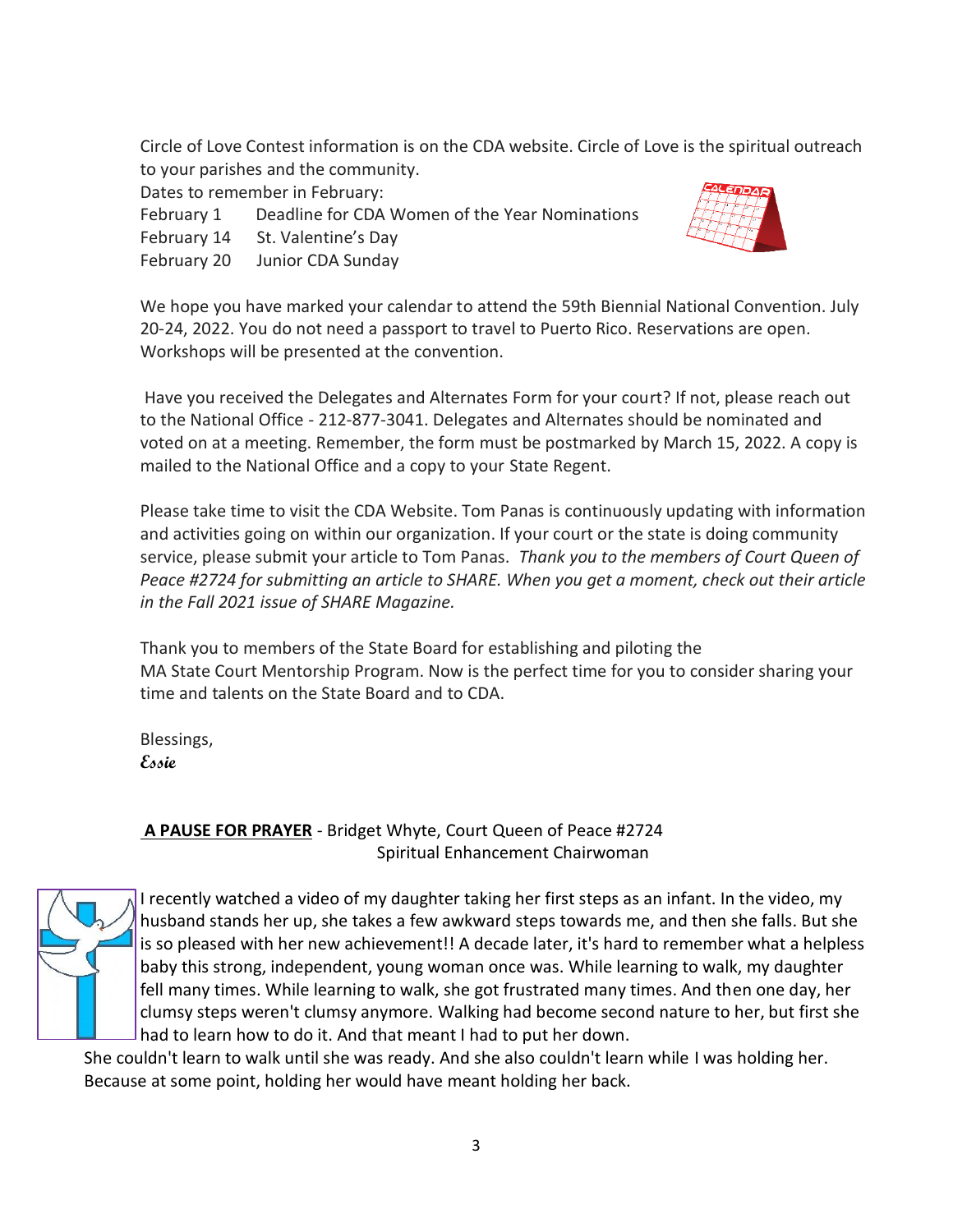Circle of Love Contest information is on the CDA website. Circle of Love is the spiritual outreach to your parishes and the community.

Dates to remember in February:

February 1 Deadline for CDA Women of the Year Nominations
February 14 St. Valentine's Day
February 20 Junior CDA Sunday

We hope you have marked your calendar to attend the 59th Biennial National Convention. July 20-24, 2022. You do not need a passport to travel to Puerto Rico. Reservations are open. Workshops will be presented at the convention.

Have you received the Delegates and Alternates Form for your court? If not, please reach out to the National Office - 212-877-3041. Delegates and Alternates should be nominated and voted on at a meeting. Remember, the form must be postmarked by March 15, 2022. A copy is mailed to the National Office and a copy to your State Regent.

Please take time to visit the CDA Website. Tom Panas is continuously updating with information and activities going on within our organization. If your court or the state is doing community service, please submit your article to Tom Panas. *Thank you to the members of Court Queen of Peace #2724 for submitting an article to SHARE. When you get a moment, check out their article in the Fall 2021 issue of SHARE Magazine.*

Thank you to members of the State Board for establishing and piloting the MA State Court Mentorship Program. Now is the perfect time for you to consider sharing your time and talents on the State Board and to CDA.

Blessings,
**Essie**

**A PAUSE FOR PRAYER** - Bridget Whyte, Court Queen of Peace #2724
Spiritual Enhancement Chairwoman

I recently watched a video of my daughter taking her first steps as an infant. In the video, my husband stands her up, she takes a few awkward steps towards me, and then she falls. But she is so pleased with her new achievement!! A decade later, it's hard to remember what a helpless baby this strong, independent, young woman once was. While learning to walk, my daughter fell many times. While learning to walk, she got frustrated many times. And then one day, her clumsy steps weren't clumsy anymore. Walking had become second nature to her, but first she had to learn how to do it. And that meant I had to put her down.
She couldn't learn to walk until she was ready. And she also couldn't learn while I was holding her. Because at some point, holding her would have meant holding her back.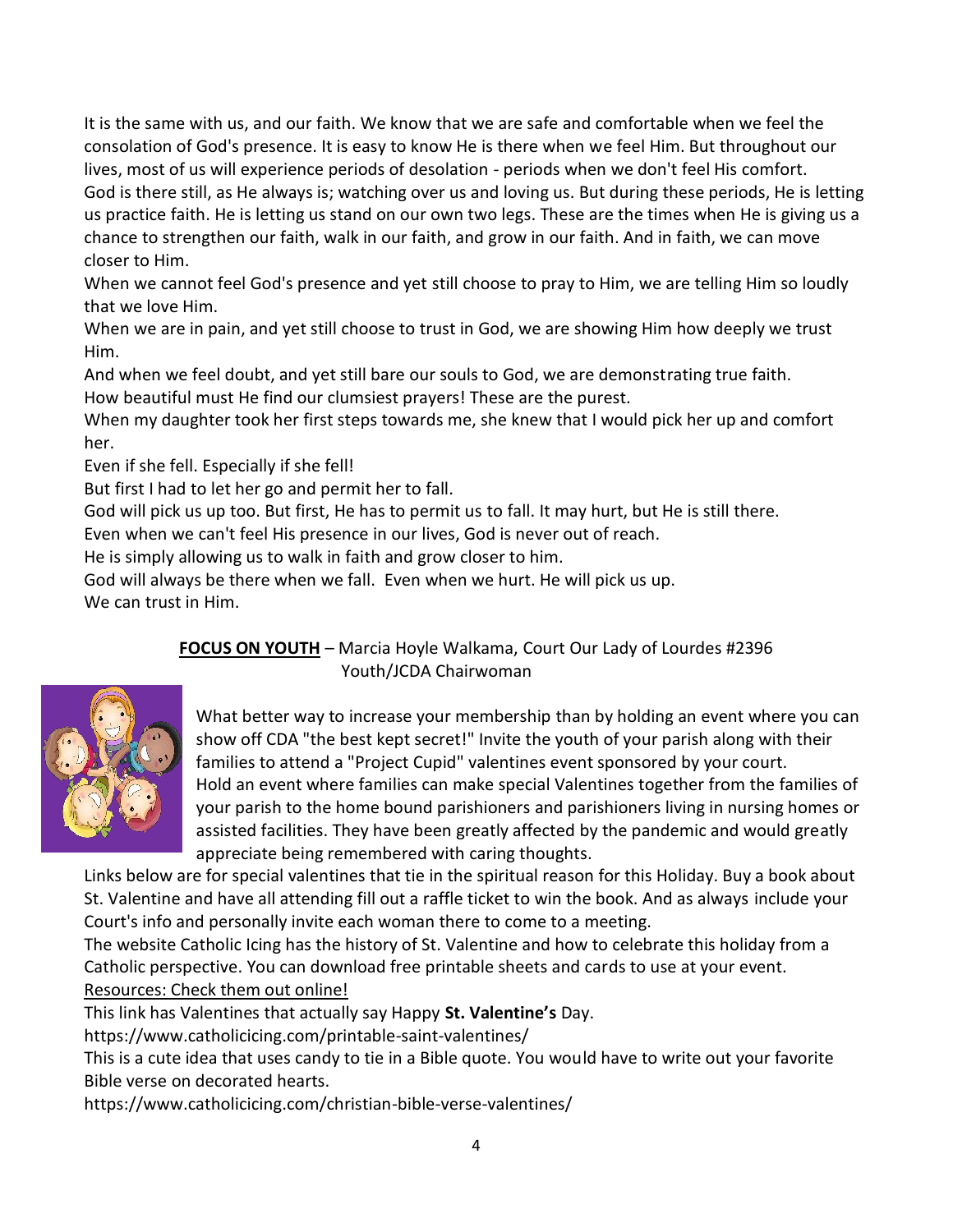It is the same with us, and our faith. We know that we are safe and comfortable when we feel the consolation of God's presence. It is easy to know He is there when we feel Him. But throughout our lives, most of us will experience periods of desolation - periods when we don't feel His comfort. God is there still, as He always is; watching over us and loving us. But during these periods, He is letting us practice faith. He is letting us stand on our own two legs. These are the times when He is giving us a chance to strengthen our faith, walk in our faith, and grow in our faith. And in faith, we can move closer to Him.

When we cannot feel God's presence and yet still choose to pray to Him, we are telling Him so loudly that we love Him.

When we are in pain, and yet still choose to trust in God, we are showing Him how deeply we trust Him.

And when we feel doubt, and yet still bare our souls to God, we are demonstrating true faith.

How beautiful must He find our clumsiest prayers! These are the purest.

When my daughter took her first steps towards me, she knew that I would pick her up and comfort her.

Even if she fell. Especially if she fell!

But first I had to let her go and permit her to fall.

God will pick us up too. But first, He has to permit us to fall. It may hurt, but He is still there.

Even when we can't feel His presence in our lives, God is never out of reach.

He is simply allowing us to walk in faith and grow closer to him.

God will always be there when we fall. Even when we hurt. He will pick us up.

We can trust in Him.

**FOCUS ON YOUTH** – Marcia Hoyle Walkama, Court Our Lady of Lourdes #2396 Youth/JCDA Chairwoman

What better way to increase your membership than by holding an event where you can show off CDA "the best kept secret!" Invite the youth of your parish along with their families to attend a "Project Cupid" valentines event sponsored by your court.

Hold an event where families can make special Valentines together from the families of your parish to the home bound parishioners and parishioners living in nursing homes or assisted facilities. They have been greatly affected by the pandemic and would greatly appreciate being remembered with caring thoughts.

Links below are for special valentines that tie in the spiritual reason for this Holiday. Buy a book about St. Valentine and have all attending fill out a raffle ticket to win the book. And as always include your Court's info and personally invite each woman there to come to a meeting.

The website Catholic Icing has the history of St. Valentine and how to celebrate this holiday from a Catholic perspective. You can download free printable sheets and cards to use at your event.

Resources: Check them out online!

This link has Valentines that actually say Happy **St. Valentine's** Day.

https://www.catholicicing.com/printable-saint-valentines/

This is a cute idea that uses candy to tie in a Bible quote. You would have to write out your favorite Bible verse on decorated hearts.

https://www.catholicicing.com/christian-bible-verse-valentines/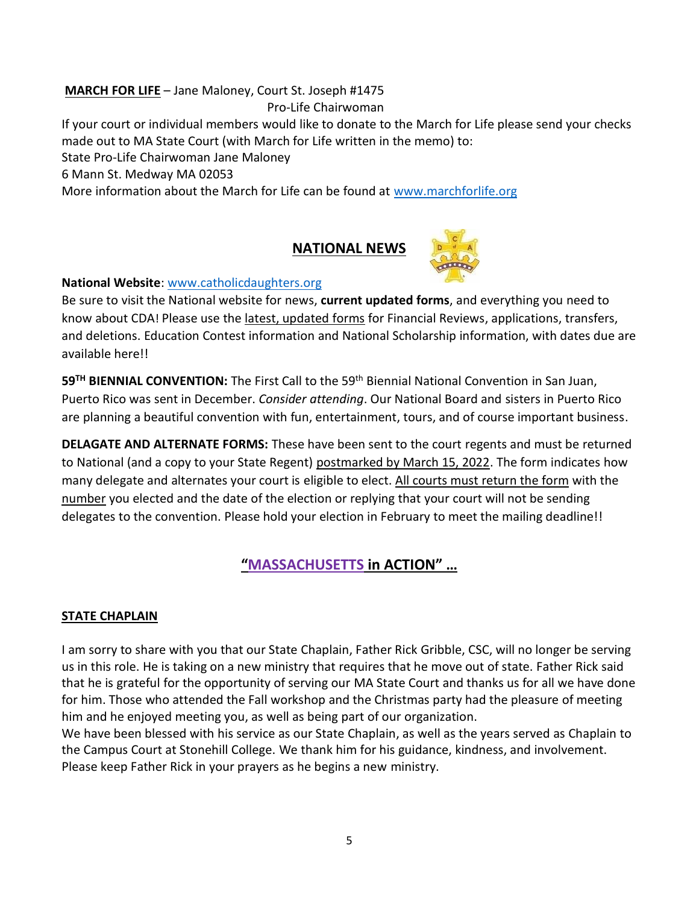**MARCH FOR LIFE** – Jane Maloney, Court St. Joseph #1475
Pro-Life Chairwoman

If your court or individual members would like to donate to the March for Life please send your checks made out to MA State Court (with March for Life written in the memo) to:
State Pro-Life Chairwoman Jane Maloney
6 Mann St. Medway MA 02053
More information about the March for Life can be found at www.marchforlife.org

## NATIONAL NEWS

**National Website**: www.catholicdaughters.org
Be sure to visit the National website for news, **current updated forms**, and everything you need to know about CDA! Please use the latest, updated forms for Financial Reviews, applications, transfers, and deletions. Education Contest information and National Scholarship information, with dates due are available here!!

**59TH BIENNIAL CONVENTION:** The First Call to the 59th Biennial National Convention in San Juan, Puerto Rico was sent in December. *Consider attending*. Our National Board and sisters in Puerto Rico are planning a beautiful convention with fun, entertainment, tours, and of course important business.

**DELAGATE AND ALTERNATE FORMS:** These have been sent to the court regents and must be returned to National (and a copy to your State Regent) postmarked by March 15, 2022. The form indicates how many delegate and alternates your court is eligible to elect. All courts must return the form with the number you elected and the date of the election or replying that your court will not be sending delegates to the convention. Please hold your election in February to meet the mailing deadline!!

## "MASSACHUSETTS in ACTION" …

### STATE CHAPLAIN

I am sorry to share with you that our State Chaplain, Father Rick Gribble, CSC, will no longer be serving us in this role. He is taking on a new ministry that requires that he move out of state. Father Rick said that he is grateful for the opportunity of serving our MA State Court and thanks us for all we have done for him. Those who attended the Fall workshop and the Christmas party had the pleasure of meeting him and he enjoyed meeting you, as well as being part of our organization.
We have been blessed with his service as our State Chaplain, as well as the years served as Chaplain to the Campus Court at Stonehill College. We thank him for his guidance, kindness, and involvement. Please keep Father Rick in your prayers as he begins a new ministry.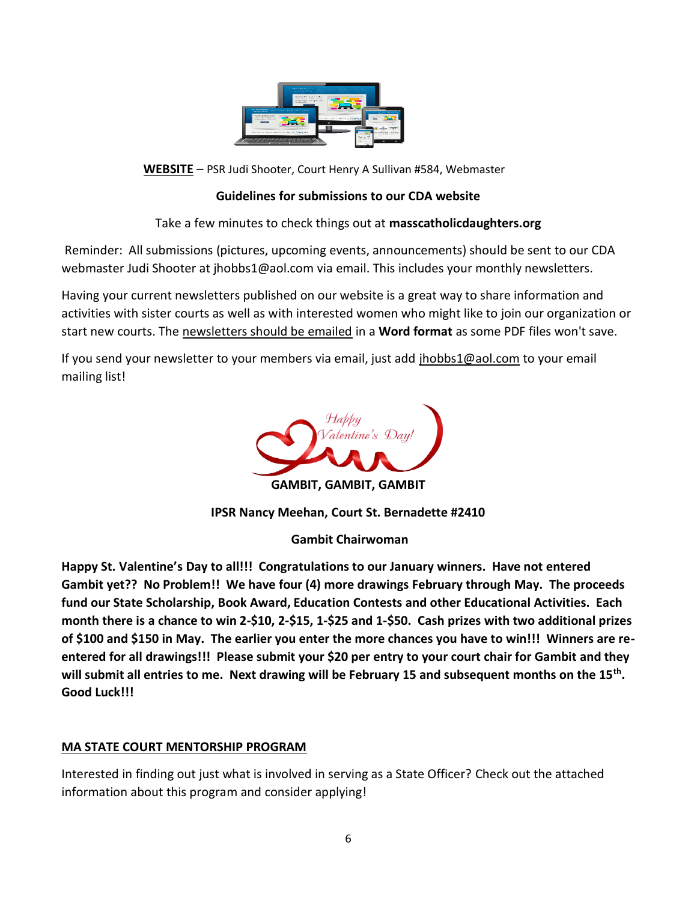**WEBSITE** – PSR Judi Shooter, Court Henry A Sullivan #584, Webmaster

**Guidelines for submissions to our CDA website**

Take a few minutes to check things out at **masscatholicdaughters.org**

Reminder: All submissions (pictures, upcoming events, announcements) should be sent to our CDA webmaster Judi Shooter at jhobbs1@aol.com via email. This includes your monthly newsletters.

Having your current newsletters published on our website is a great way to share information and activities with sister courts as well as with interested women who might like to join our organization or start new courts. The newsletters should be emailed in a **Word format** as some PDF files won't save.

If you send your newsletter to your members via email, just add jhobbs1@aol.com to your email mailing list!

Happy Valentine's Day!

**GAMBIT, GAMBIT, GAMBIT**

**IPSR Nancy Meehan, Court St. Bernadette #2410**

**Gambit Chairwoman**

**Happy St. Valentine's Day to all!!! Congratulations to our January winners. Have not entered Gambit yet?? No Problem!! We have four (4) more drawings February through May. The proceeds fund our State Scholarship, Book Award, Education Contests and other Educational Activities. Each month there is a chance to win 2-$10, 2-$15, 1-$25 and 1-$50. Cash prizes with two additional prizes of $100 and $150 in May. The earlier you enter the more chances you have to win!!! Winners are re-entered for all drawings!!! Please submit your $20 per entry to your court chair for Gambit and they will submit all entries to me. Next drawing will be February 15 and subsequent months on the 15th. Good Luck!!!**

**MA STATE COURT MENTORSHIP PROGRAM**

Interested in finding out just what is involved in serving as a State Officer? Check out the attached information about this program and consider applying!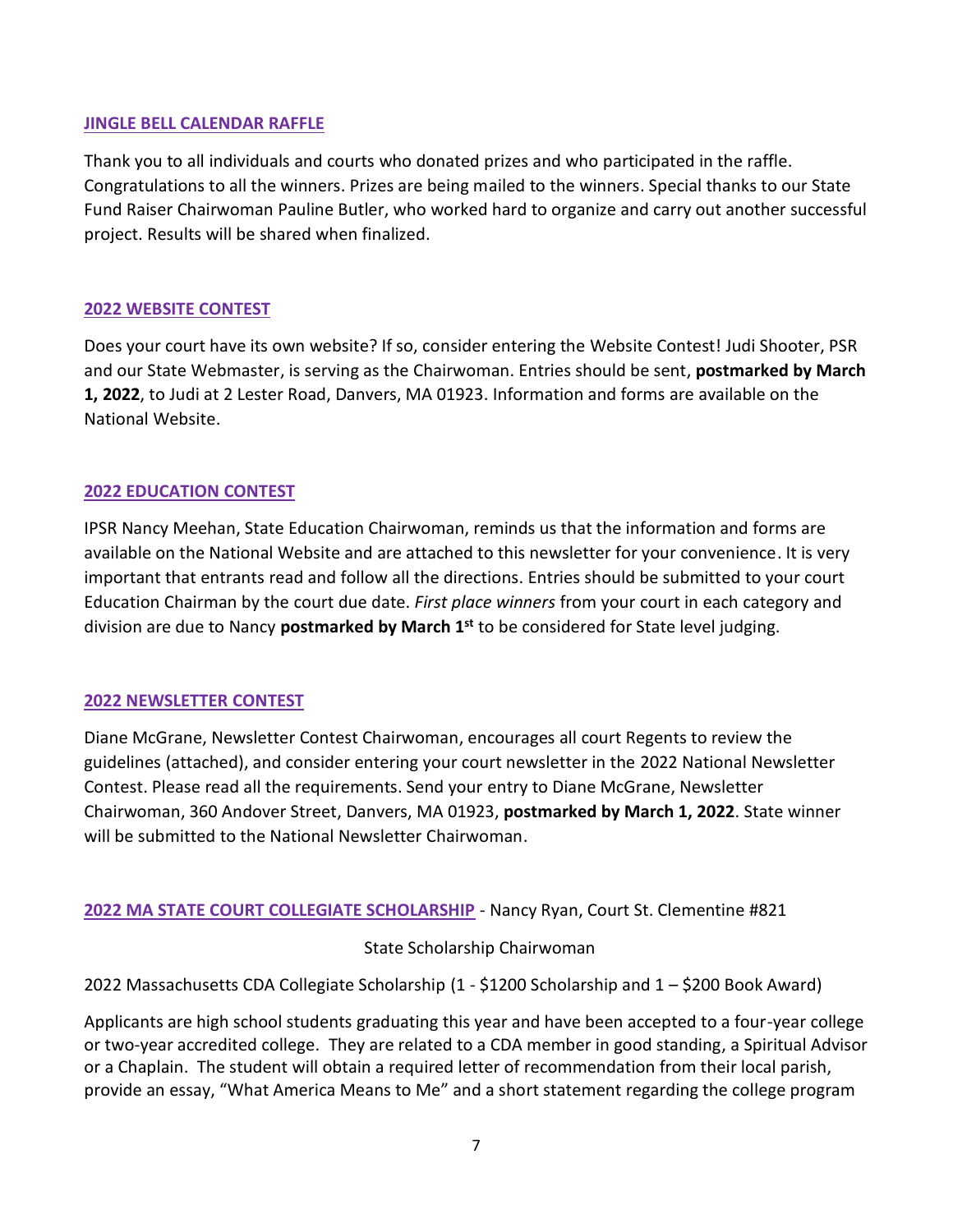## JINGLE BELL CALENDAR RAFFLE

Thank you to all individuals and courts who donated prizes and who participated in the raffle. Congratulations to all the winners. Prizes are being mailed to the winners. Special thanks to our State Fund Raiser Chairwoman Pauline Butler, who worked hard to organize and carry out another successful project. Results will be shared when finalized.

## 2022 WEBSITE CONTEST

Does your court have its own website? If so, consider entering the Website Contest! Judi Shooter, PSR and our State Webmaster, is serving as the Chairwoman. Entries should be sent, **postmarked by March 1, 2022**, to Judi at 2 Lester Road, Danvers, MA 01923. Information and forms are available on the National Website.

## 2022 EDUCATION CONTEST

IPSR Nancy Meehan, State Education Chairwoman, reminds us that the information and forms are available on the National Website and are attached to this newsletter for your convenience. It is very important that entrants read and follow all the directions. Entries should be submitted to your court Education Chairman by the court due date. *First place winners* from your court in each category and division are due to Nancy **postmarked by March 1st** to be considered for State level judging.

## 2022 NEWSLETTER CONTEST

Diane McGrane, Newsletter Contest Chairwoman, encourages all court Regents to review the guidelines (attached), and consider entering your court newsletter in the 2022 National Newsletter Contest. Please read all the requirements. Send your entry to Diane McGrane, Newsletter Chairwoman, 360 Andover Street, Danvers, MA 01923, **postmarked by March 1, 2022**. State winner will be submitted to the National Newsletter Chairwoman.

## 2022 MA STATE COURT COLLEGIATE SCHOLARSHIP - Nancy Ryan, Court St. Clementine #821

State Scholarship Chairwoman

2022 Massachusetts CDA Collegiate Scholarship (1 - $1200 Scholarship and 1 – $200 Book Award)

Applicants are high school students graduating this year and have been accepted to a four-year college or two-year accredited college. They are related to a CDA member in good standing, a Spiritual Advisor or a Chaplain. The student will obtain a required letter of recommendation from their local parish, provide an essay, "What America Means to Me" and a short statement regarding the college program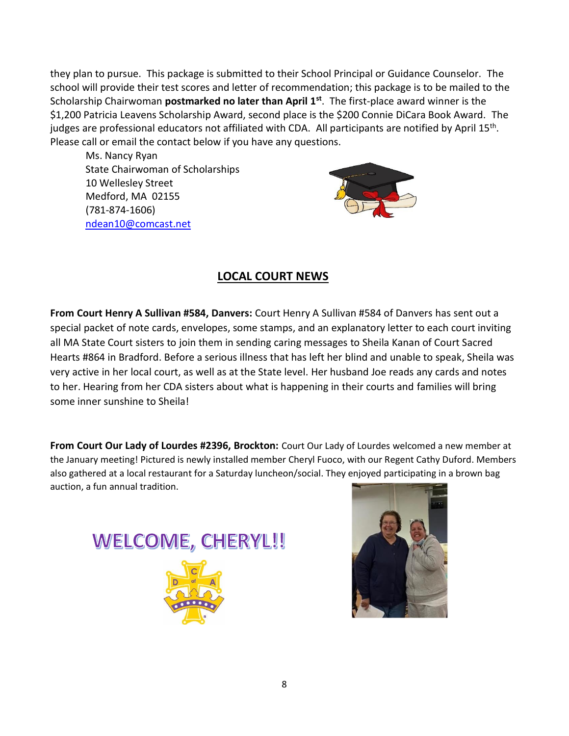they plan to pursue. This package is submitted to their School Principal or Guidance Counselor. The school will provide their test scores and letter of recommendation; this package is to be mailed to the Scholarship Chairwoman **postmarked no later than April 1st**. The first-place award winner is the $1,200 Patricia Leavens Scholarship Award, second place is the $200 Connie DiCara Book Award. The judges are professional educators not affiliated with CDA. All participants are notified by April 15th. Please call or email the contact below if you have any questions.

Ms. Nancy Ryan
State Chairwoman of Scholarships
10 Wellesley Street
Medford, MA 02155
(781-874-1606)
ndean10@comcast.net

## LOCAL COURT NEWS

**From Court Henry A Sullivan #584, Danvers:** Court Henry A Sullivan #584 of Danvers has sent out a special packet of note cards, envelopes, some stamps, and an explanatory letter to each court inviting all MA State Court sisters to join them in sending caring messages to Sheila Kanan of Court Sacred Hearts #864 in Bradford. Before a serious illness that has left her blind and unable to speak, Sheila was very active in her local court, as well as at the State level. Her husband Joe reads any cards and notes to her. Hearing from her CDA sisters about what is happening in their courts and families will bring some inner sunshine to Sheila!

**From Court Our Lady of Lourdes #2396, Brockton:** Court Our Lady of Lourdes welcomed a new member at the January meeting! Pictured is newly installed member Cheryl Fuoco, with our Regent Cathy Duford. Members also gathered at a local restaurant for a Saturday luncheon/social. They enjoyed participating in a brown bag auction, a fun annual tradition.

WELCOME, CHERYL!!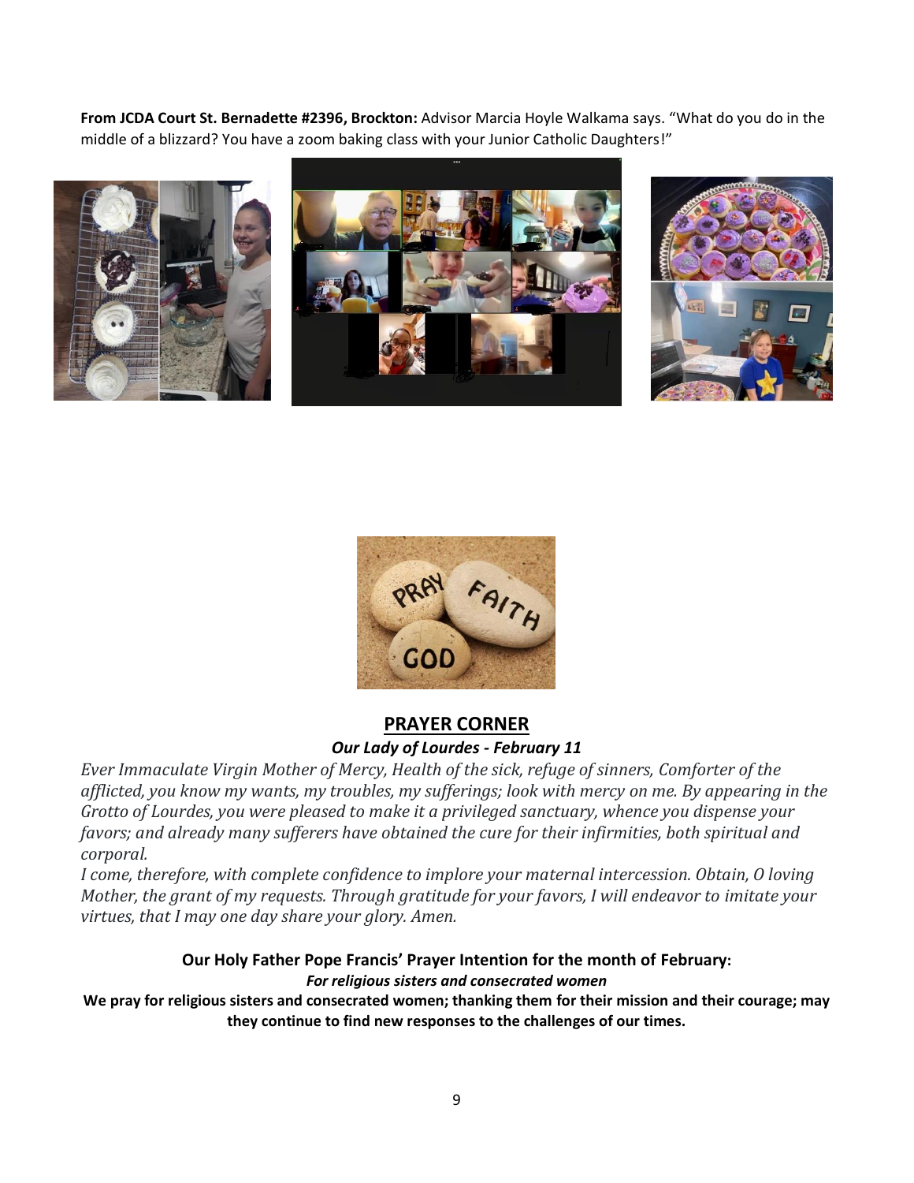**From JCDA Court St. Bernadette #2396, Brockton:** Advisor Marcia Hoyle Walkama says. "What do you do in the middle of a blizzard? You have a zoom baking class with your Junior Catholic Daughters!"

## PRAYER CORNER

***Our Lady of Lourdes - February 11***

*Ever Immaculate Virgin Mother of Mercy, Health of the sick, refuge of sinners, Comforter of the afflicted, you know my wants, my troubles, my sufferings; look with mercy on me. By appearing in the Grotto of Lourdes, you were pleased to make it a privileged sanctuary, whence you dispense your favors; and already many sufferers have obtained the cure for their infirmities, both spiritual and corporal.*

*I come, therefore, with complete confidence to implore your maternal intercession. Obtain, O loving Mother, the grant of my requests. Through gratitude for your favors, I will endeavor to imitate your virtues, that I may one day share your glory. Amen.*

**Our Holy Father Pope Francis' Prayer Intention for the month of February:**

***For religious sisters and consecrated women***

**We pray for religious sisters and consecrated women; thanking them for their mission and their courage; may they continue to find new responses to the challenges of our times.**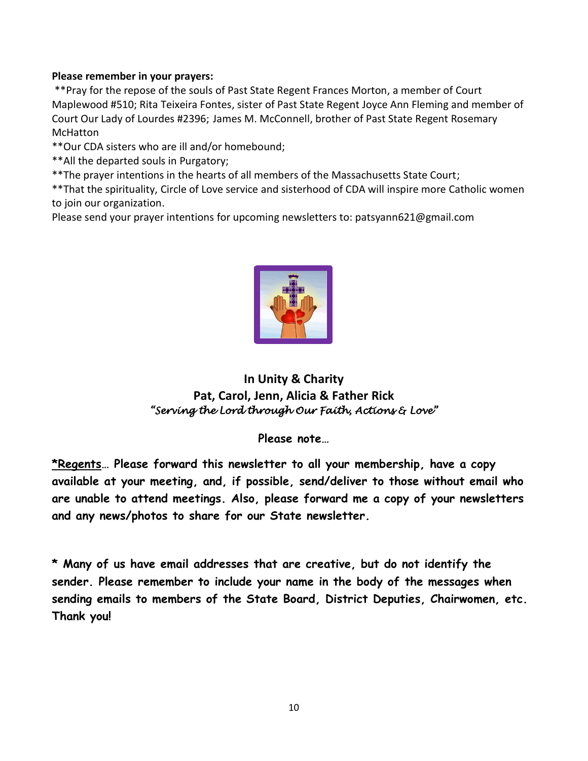**Please remember in your prayers:**

**Pray for the repose of the souls of Past State Regent Frances Morton, a member of Court Maplewood #510; Rita Teixeira Fontes, sister of Past State Regent Joyce Ann Fleming and member of Court Our Lady of Lourdes #2396; James M. McConnell, brother of Past State Regent Rosemary McHatton

**Our CDA sisters who are ill and/or homebound;

**All the departed souls in Purgatory;

**The prayer intentions in the hearts of all members of the Massachusetts State Court;

**That the spirituality, Circle of Love service and sisterhood of CDA will inspire more Catholic women to join our organization.

Please send your prayer intentions for upcoming newsletters to: patsyann621@gmail.com

**In Unity & Charity**
**Pat, Carol, Jenn, Alicia & Father Rick**
*"Serving the Lord through Our Faith, Actions & Love"*

**Please note…**

***Regents… Please forward this newsletter to all your membership, have a copy available at your meeting, and, if possible, send/deliver to those without email who are unable to attend meetings. Also, please forward me a copy of your newsletters and any news/photos to share for our State newsletter.**

**\* Many of us have email addresses that are creative, but do not identify the sender. Please remember to include your name in the body of the messages when sending emails to members of the State Board, District Deputies, Chairwomen, etc. Thank you!**